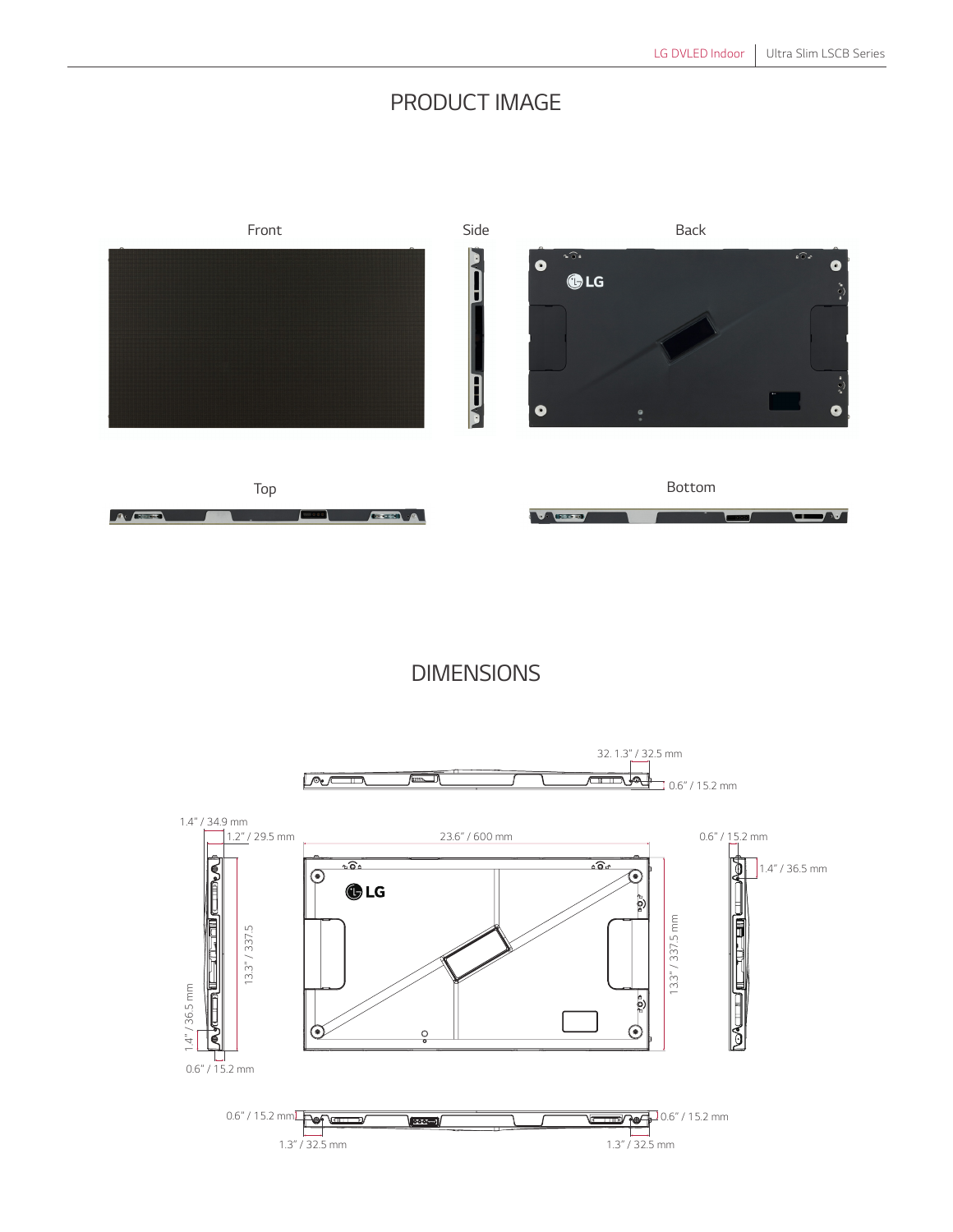## PRODUCT IMAGE

Front

Side

Back

Top

Bottom

## DIMENSIONS

32. 1.3" / 32.5 mm

0.6" / 15.2 mm

1.4" / 34.9 mm

1.2" / 29.5 mm

23.6" / 600 mm

0.6" / 15.2 mm

1.4" / 36.5 mm

13.3" / 337.5

13.3" / 337.5 mm

1.4" / 36.5 mm

0.6" / 15.2 mm

0.6" / 15.2 mm

0.6" / 15.2 mm

1.3" / 32.5 mm

1.3" / 32.5 mm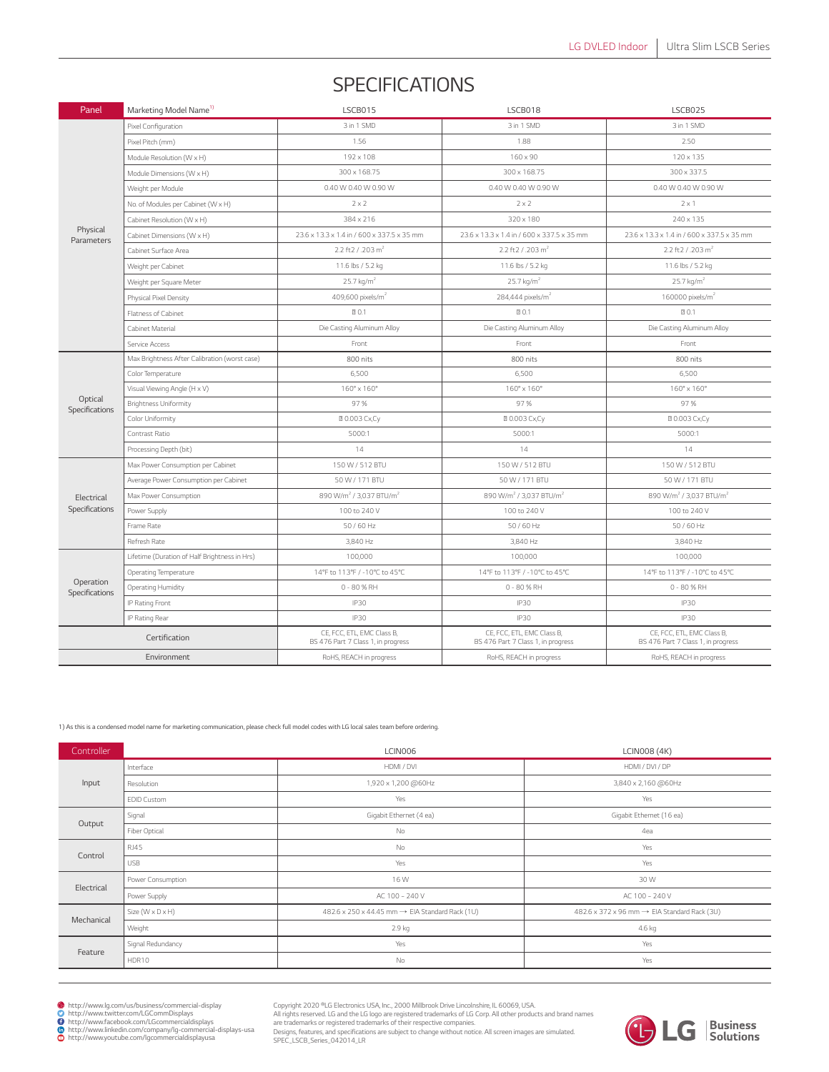# SPECIFICATIONS

| Panel | Marketing Model Name[1] | LSCB015 | LSCB018 | LSCB025 |
|---|---|---|---|---|
| Physical Parameters | Pixel Configuration | 3 in 1 SMD | 3 in 1 SMD | 3 in 1 SMD |
| | Pixel Pitch (mm) | 1.56 | 1.88 | 2.50 |
| | Module Resolution (W x H) | 192 x 108 | 160 x 90 | 120 x 135 |
| | Module Dimensions (W x H) | 300 x 168.75 | 300 x 168.75 | 300 x 337.5 |
| | Weight per Module | 0.40 W 0.40 W 0.90 W | 0.40 W 0.40 W 0.90 W | 0.40 W 0.40 W 0.90 W |
| | No. of Modules per Cabinet (W x H) | 2 x 2 | 2 x 2 | 2 x 1 |
| | Cabinet Resolution (W x H) | 384 x 216 | 320 x 180 | 240 x 135 |
| | Cabinet Dimensions (W x H) | 23.6 x 13.3 x 1.4 in / 600 x 337.5 x 35 mm | 23.6 x 13.3 x 1.4 in / 600 x 337.5 x 35 mm | 23.6 x 13.3 x 1.4 in / 600 x 337.5 x 35 mm |
| | Cabinet Surface Area | 2.2 ft2 / .203 m$^2$ | 2.2 ft2 / .203 m$^2$ | 2.2 ft2 / .203 m$^2$ |
| | Weight per Cabinet | 11.6 lbs / 5.2 kg | 11.6 lbs / 5.2 kg | 11.6 lbs / 5.2 kg |
| | Weight per Square Meter | 25.7 kg/m$^2$ | 25.7 kg/m$^2$ | 25.7 kg/m$^2$ |
| | Physical Pixel Density | 409,600 pixels/m$^2$ | 284,444 pixels/m$^2$ | 160000 pixels/m$^2$ |
| | Flatness of Cabinet | ≤ 0.1 | ≤ 0.1 | ≤ 0.1 |
| | Cabinet Material | Die Casting Aluminum Alloy | Die Casting Aluminum Alloy | Die Casting Aluminum Alloy |
| | Service Access | Front | Front | Front |
| Optical Specifications | Max Brightness After Calibration (worst case) | 800 nits | 800 nits | 800 nits |
| | Color Temperature | 6,500 | 6,500 | 6,500 |
| | Visual Viewing Angle (H x V) | 160° x 160° | 160° x 160° | 160° x 160° |
| | Brightness Uniformity | 97 % | 97 % | 97 % |
| | Color Uniformity | ≤ 0.003 Cx,Cy | ≤ 0.003 Cx,Cy | ≤ 0.003 Cx,Cy |
| | Contrast Ratio | 5000:1 | 5000:1 | 5000:1 |
| | Processing Depth (bit) | 14 | 14 | 14 |
| Electrical Specifications | Max Power Consumption per Cabinet | 150 W / 512 BTU | 150 W / 512 BTU | 150 W / 512 BTU |
| | Average Power Consumption per Cabinet | 50 W / 171 BTU | 50 W / 171 BTU | 50 W / 171 BTU |
| | Max Power Consumption | 890 W/m$^2$ / 3,037 BTU/m$^2$ | 890 W/m$^2$ / 3,037 BTU/m$^2$ | 890 W/m$^2$ / 3,037 BTU/m$^2$ |
| | Power Supply | 100 to 240 V | 100 to 240 V | 100 to 240 V |
| | Frame Rate | 50 / 60 Hz | 50 / 60 Hz | 50 / 60 Hz |
| | Refresh Rate | 3,840 Hz | 3,840 Hz | 3,840 Hz |
| Operation Specifications | Lifetime (Duration of Half Brightness in Hrs) | 100,000 | 100,000 | 100,000 |
| | Operating Temperature | 14°F to 113°F / -10°C to 45°C | 14°F to 113°F / -10°C to 45°C | 14°F to 113°F / -10°C to 45°C |
| | Operating Humidity | 0 - 80 % RH | 0 - 80 % RH | 0 - 80 % RH |
| | IP Rating Front | IP30 | IP30 | IP30 |
| | IP Rating Rear | IP30 | IP30 | IP30 |
| Certification | | CE, FCC, ETL, EMC Class B, BS 476 Part 7 Class 1, in progress | CE, FCC, ETL, EMC Class B, BS 476 Part 7 Class 1, in progress | CE, FCC, ETL, EMC Class B, BS 476 Part 7 Class 1, in progress |
| Environment | | RoHS, REACH in progress | RoHS, REACH in progress | RoHS, REACH in progress |

1) As this is a condensed model name for marketing communication, please check full model codes with LG local sales team before ordering.

| Controller | | LCIN006 | LCIN008 (4K) |
|---|---|---|---|
| Input | Interface | HDMI / DVI | HDMI / DVI / DP |
| | Resolution | 1,920 x 1,200 @60Hz | 3,840 x 2,160 @60Hz |
| | EDID Custom | Yes | Yes |
| Output | Signal | Gigabit Ethernet (4 ea) | Gigabit Ethernet (16 ea) |
| | Fiber Optical | No | 4ea |
| Control | RJ45 | No | Yes |
| | USB | Yes | Yes |
| Electrical | Power Consumption | 16 W | 30 W |
| | Power Supply | AC 100 – 240 V | AC 100 – 240 V |
| Mechanical | Size (W x D x H) | 482.6 x 250 x 44.45 mm → EIA Standard Rack (1U) | 482.6 x 372 x 96 mm → EIA Standard Rack (3U) |
| | Weight | 2.9 kg | 4.6 kg |
| Feature | Signal Redundancy | Yes | Yes |
| | HDR10 | No | Yes |

http://www.lg.com/us/business/commercial-display
http://www.twitter.com/LGCommDisplays
http://www.facebook.com/LGcommercialdisplays
http://www.linkedin.com/company/lg-commercial-displays-usa
http://www.youtube.com/lgcommercialdisplayusa

Copyright 2020 ©LG Electronics USA, Inc., 2000 Millbrook Drive Lincolnshire, IL 60069, USA.
All rights reserved. LG and the LG logo are registered trademarks of LG Corp. All other products and brand names are trademarks or registered trademarks of their respective companies.
Designs, features, and specifications are subject to change without notice. All screen images are simulated.
SPEC_LSCB_Series_042014_LR